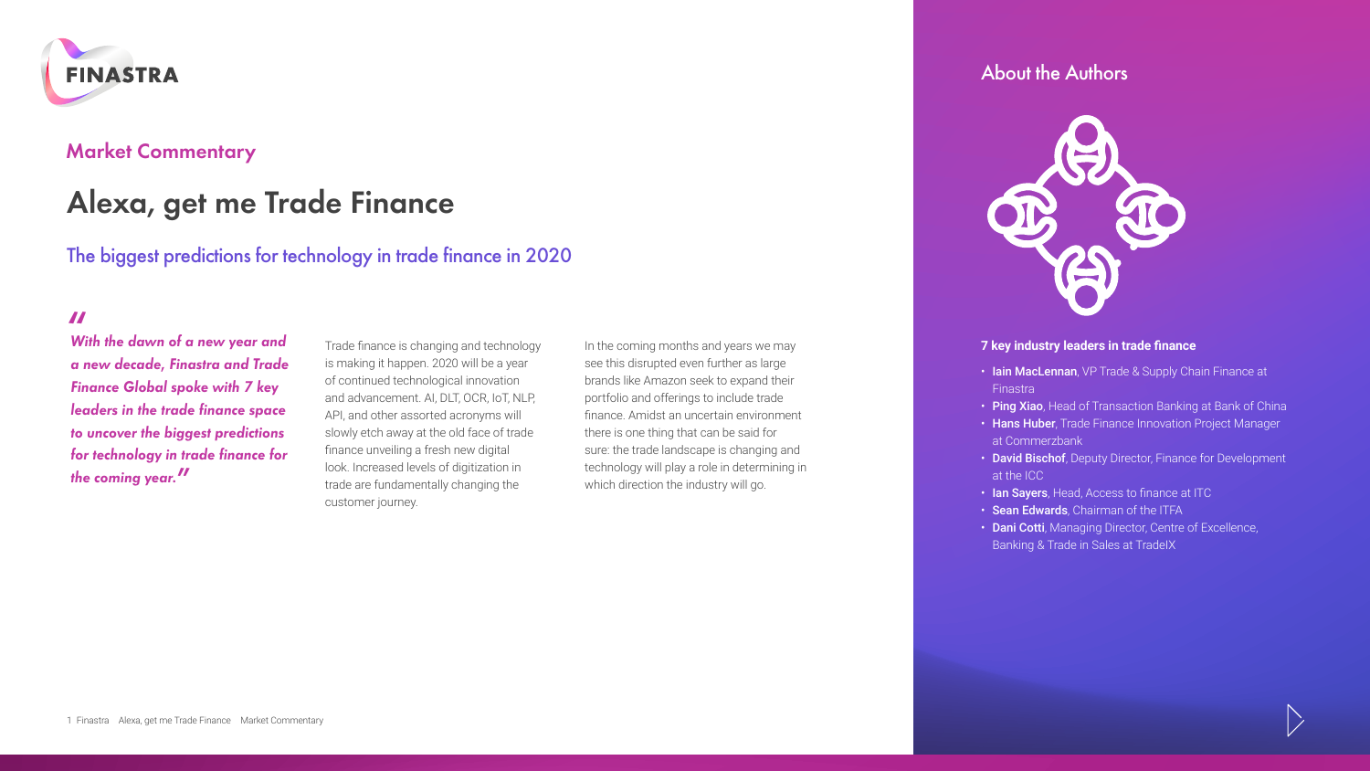FINASTRA

## Market Commentary

# Alexa, get me Trade Finance

### The biggest predictions for technology in trade finance in 2020

***"With the dawn of a new year and a new decade, Finastra and Trade Finance Global spoke with 7 key leaders in the trade finance space to uncover the biggest predictions for technology in trade finance for the coming year."***

Trade finance is changing and technology is making it happen. 2020 will be a year of continued technological innovation and advancement. AI, DLT, OCR, IoT, NLP, API, and other assorted acronyms will slowly etch away at the old face of trade finance unveiling a fresh new digital look. Increased levels of digitization in trade are fundamentally changing the customer journey.

In the coming months and years we may see this disrupted even further as large brands like Amazon seek to expand their portfolio and offerings to include trade finance. Amidst an uncertain environment there is one thing that can be said for sure: the trade landscape is changing and technology will play a role in determining in which direction the industry will go.

## About the Authors

**7 key industry leaders in trade finance**

- **Iain MacLennan**, VP Trade & Supply Chain Finance at Finastra
- **Ping Xiao**, Head of Transaction Banking at Bank of China
- **Hans Huber**, Trade Finance Innovation Project Manager at Commerzbank
- **David Bischof**, Deputy Director, Finance for Development at the ICC
- **Ian Sayers**, Head, Access to finance at ITC
- **Sean Edwards**, Chairman of the ITFA
- **Dani Cotti**, Managing Director, Centre of Excellence, Banking & Trade in Sales at TradeIX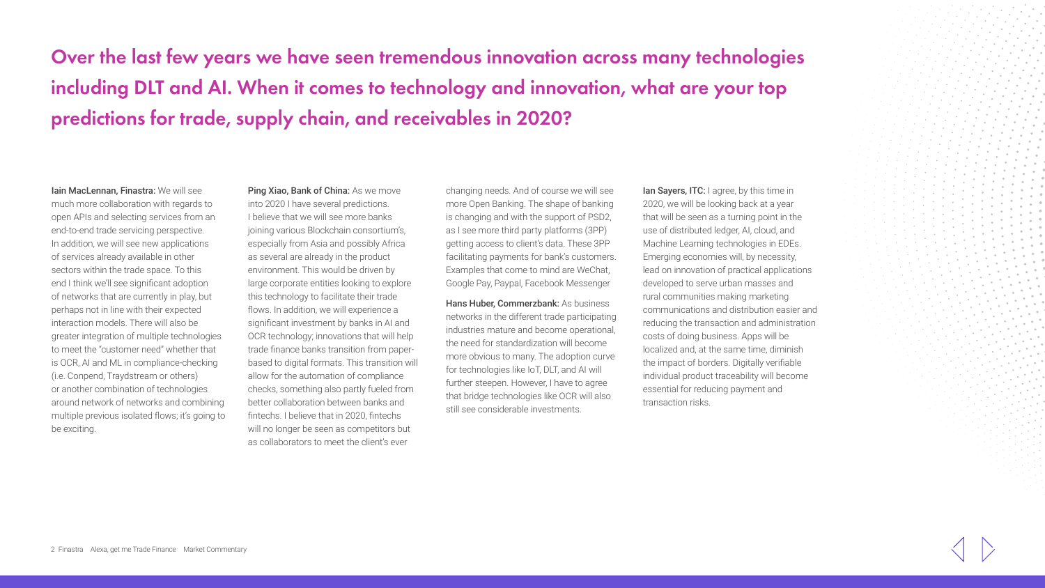# Over the last few years we have seen tremendous innovation across many technologies including DLT and AI. When it comes to technology and innovation, what are your top predictions for trade, supply chain, and receivables in 2020?

**Iain MacLennan, Finastra:** We will see much more collaboration with regards to open APIs and selecting services from an end-to-end trade servicing perspective. In addition, we will see new applications of services already available in other sectors within the trade space. To this end I think we'll see significant adoption of networks that are currently in play, but perhaps not in line with their expected interaction models. There will also be greater integration of multiple technologies to meet the "customer need" whether that is OCR, AI and ML in compliance-checking (i.e. Conpend, Traydstream or others) or another combination of technologies around network of networks and combining multiple previous isolated flows; it's going to be exciting.

**Ping Xiao, Bank of China:** As we move into 2020 I have several predictions. I believe that we will see more banks joining various Blockchain consortium's, especially from Asia and possibly Africa as several are already in the product environment. This would be driven by large corporate entities looking to explore this technology to facilitate their trade flows. In addition, we will experience a significant investment by banks in AI and OCR technology; innovations that will help trade finance banks transition from paper-based to digital formats. This transition will allow for the automation of compliance checks, something also partly fueled from better collaboration between banks and fintechs. I believe that in 2020, fintechs will no longer be seen as competitors but as collaborators to meet the client's ever changing needs. And of course we will see more Open Banking. The shape of banking is changing and with the support of PSD2, as I see more third party platforms (3PP) getting access to client's data. These 3PP facilitating payments for bank's customers. Examples that come to mind are WeChat, Google Pay, Paypal, Facebook Messenger

**Hans Huber, Commerzbank:** As business networks in the different trade participating industries mature and become operational, the need for standardization will become more obvious to many. The adoption curve for technologies like IoT, DLT, and AI will further steepen. However, I have to agree that bridge technologies like OCR will also still see considerable investments.

**Ian Sayers, ITC:** I agree, by this time in 2020, we will be looking back at a year that will be seen as a turning point in the use of distributed ledger, AI, cloud, and Machine Learning technologies in EDEs. Emerging economies will, by necessity, lead on innovation of practical applications developed to serve urban masses and rural communities making marketing communications and distribution easier and reducing the transaction and administration costs of doing business. Apps will be localized and, at the same time, diminish the impact of borders. Digitally verifiable individual product traceability will become essential for reducing payment and transaction risks.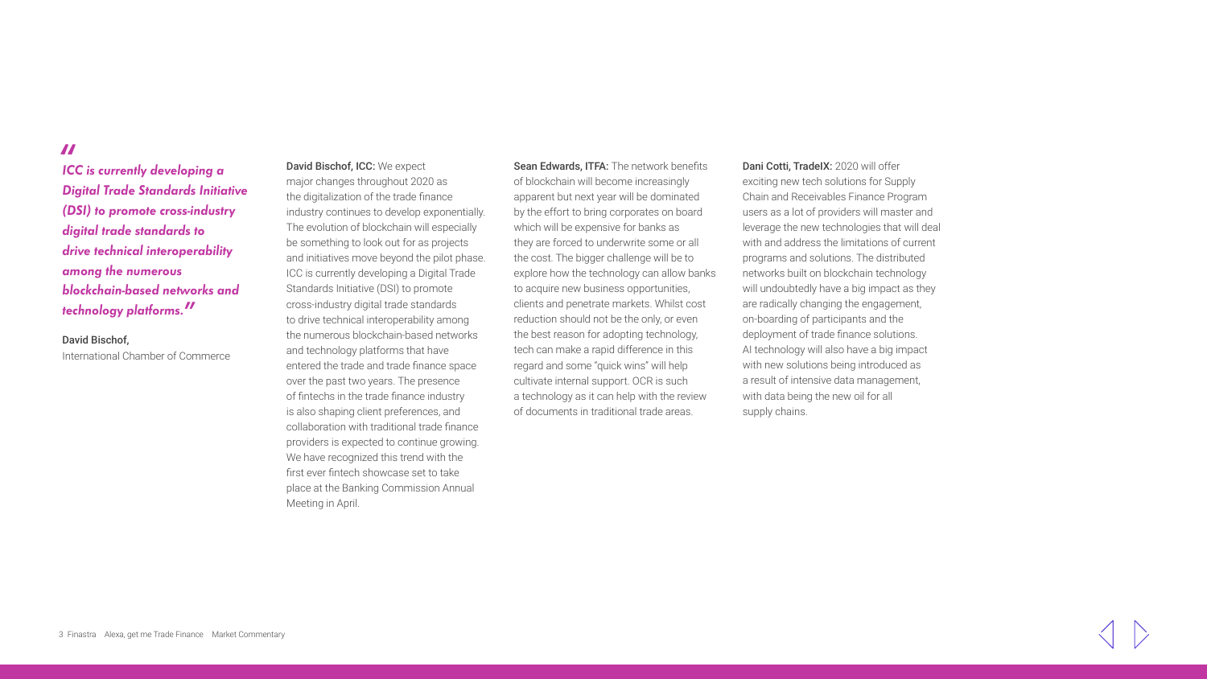> *"ICC is currently developing a Digital Trade Standards Initiative (DSI) to promote cross-industry digital trade standards to drive technical interoperability among the numerous blockchain-based networks and technology platforms."*

David Bischof,
International Chamber of Commerce

**David Bischof, ICC:** We expect major changes throughout 2020 as the digitalization of the trade finance industry continues to develop exponentially. The evolution of blockchain will especially be something to look out for as projects and initiatives move beyond the pilot phase. ICC is currently developing a Digital Trade Standards Initiative (DSI) to promote cross-industry digital trade standards to drive technical interoperability among the numerous blockchain-based networks and technology platforms that have entered the trade and trade finance space over the past two years. The presence of fintechs in the trade finance industry is also shaping client preferences, and collaboration with traditional trade finance providers is expected to continue growing. We have recognized this trend with the first ever fintech showcase set to take place at the Banking Commission Annual Meeting in April.

**Sean Edwards, ITFA:** The network benefits of blockchain will become increasingly apparent but next year will be dominated by the effort to bring corporates on board which will be expensive for banks as they are forced to underwrite some or all the cost. The bigger challenge will be to explore how the technology can allow banks to acquire new business opportunities, clients and penetrate markets. Whilst cost reduction should not be the only, or even the best reason for adopting technology, tech can make a rapid difference in this regard and some "quick wins" will help cultivate internal support. OCR is such a technology as it can help with the review of documents in traditional trade areas.

**Dani Cotti, TradeIX:** 2020 will offer exciting new tech solutions for Supply Chain and Receivables Finance Program users as a lot of providers will master and leverage the new technologies that will deal with and address the limitations of current programs and solutions. The distributed networks built on blockchain technology will undoubtedly have a big impact as they are radically changing the engagement, on-boarding of participants and the deployment of trade finance solutions. AI technology will also have a big impact with new solutions being introduced as a result of intensive data management, with data being the new oil for all supply chains.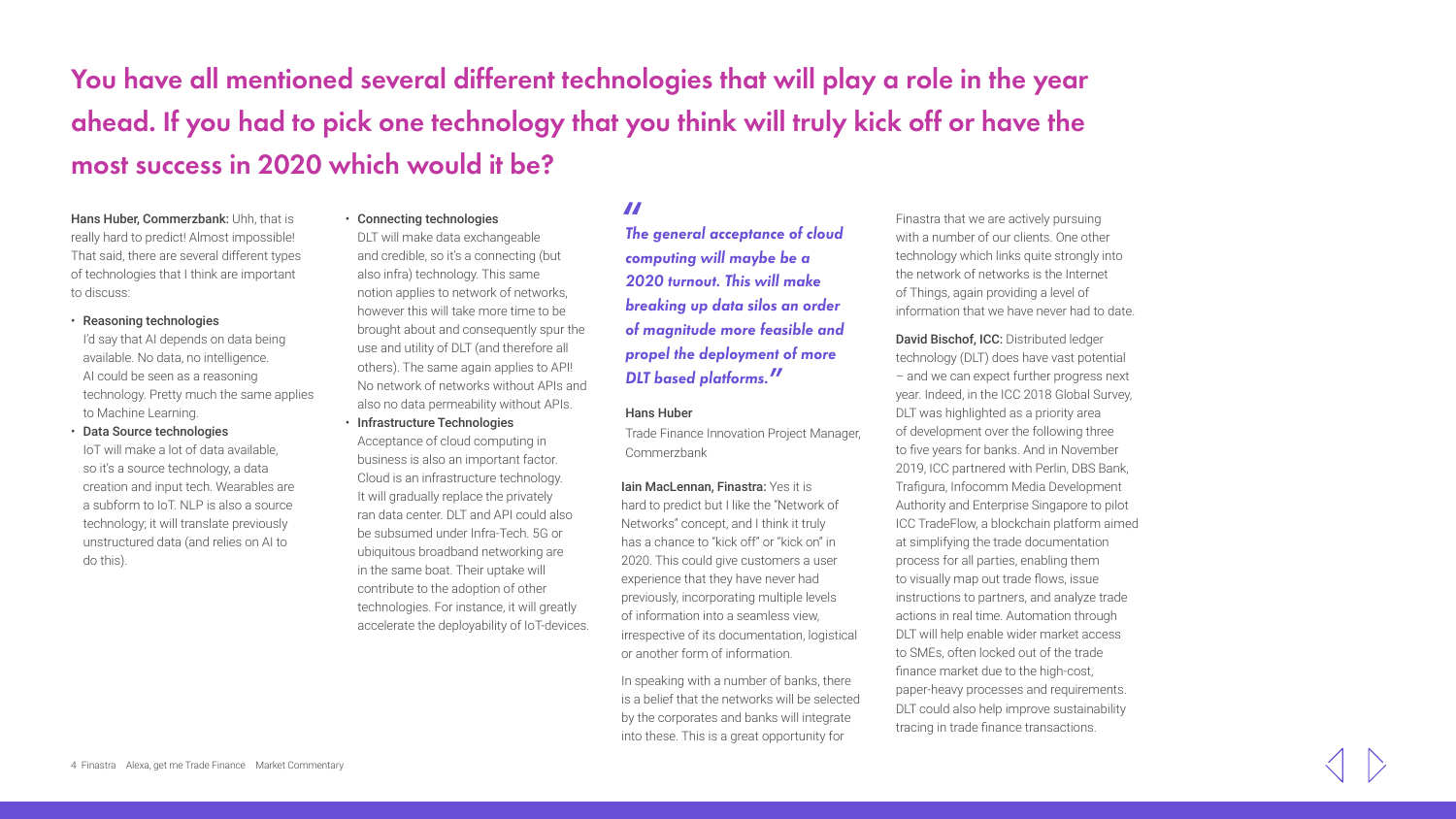# You have all mentioned several different technologies that will play a role in the year ahead. If you had to pick one technology that you think will truly kick off or have the most success in 2020 which would it be?

**Hans Huber, Commerzbank:** Uhh, that is really hard to predict! Almost impossible! That said, there are several different types of technologies that I think are important to discuss:

- **Reasoning technologies**
  I'd say that AI depends on data being available. No data, no intelligence. AI could be seen as a reasoning technology. Pretty much the same applies to Machine Learning.
- **Data Source technologies**
  IoT will make a lot of data available, so it's a source technology, a data creation and input tech. Wearables are a subform to IoT. NLP is also a source technology; it will translate previously unstructured data (and relies on AI to do this).
- **Connecting technologies**
  DLT will make data exchangeable and credible, so it's a connecting (but also infra) technology. This same notion applies to network of networks, however this will take more time to be brought about and consequently spur the use and utility of DLT (and therefore all others). The same again applies to API! No network of networks without APIs and also no data permeability without APIs.
- **Infrastructure Technologies**
  Acceptance of cloud computing in business is also an important factor. Cloud is an infrastructure technology. It will gradually replace the privately ran data center. DLT and API could also be subsumed under Infra-Tech. 5G or ubiquitous broadband networking are in the same boat. Their uptake will contribute to the adoption of other technologies. For instance, it will greatly accelerate the deployability of IoT-devices.

> ***"The general acceptance of cloud computing will maybe be a 2020 turnout. This will make breaking up data silos an order of magnitude more feasible and propel the deployment of more DLT based platforms."***
>
> Hans Huber
> Trade Finance Innovation Project Manager, Commerzbank

**Iain MacLennan, Finastra:** Yes it is hard to predict but I like the "Network of Networks" concept, and I think it truly has a chance to "kick off" or "kick on" in 2020. This could give customers a user experience that they have never had previously, incorporating multiple levels of information into a seamless view, irrespective of its documentation, logistical or another form of information.

In speaking with a number of banks, there is a belief that the networks will be selected by the corporates and banks will integrate into these. This is a great opportunity for Finastra that we are actively pursuing with a number of our clients. One other technology which links quite strongly into the network of networks is the Internet of Things, again providing a level of information that we have never had to date.

**David Bischof, ICC:** Distributed ledger technology (DLT) does have vast potential – and we can expect further progress next year. Indeed, in the ICC 2018 Global Survey, DLT was highlighted as a priority area of development over the following three to five years for banks. And in November 2019, ICC partnered with Perlin, DBS Bank, Trafigura, Infocomm Media Development Authority and Enterprise Singapore to pilot ICC TradeFlow, a blockchain platform aimed at simplifying the trade documentation process for all parties, enabling them to visually map out trade flows, issue instructions to partners, and analyze trade actions in real time. Automation through DLT will help enable wider market access to SMEs, often locked out of the trade finance market due to the high-cost, paper-heavy processes and requirements. DLT could also help improve sustainability tracing in trade finance transactions.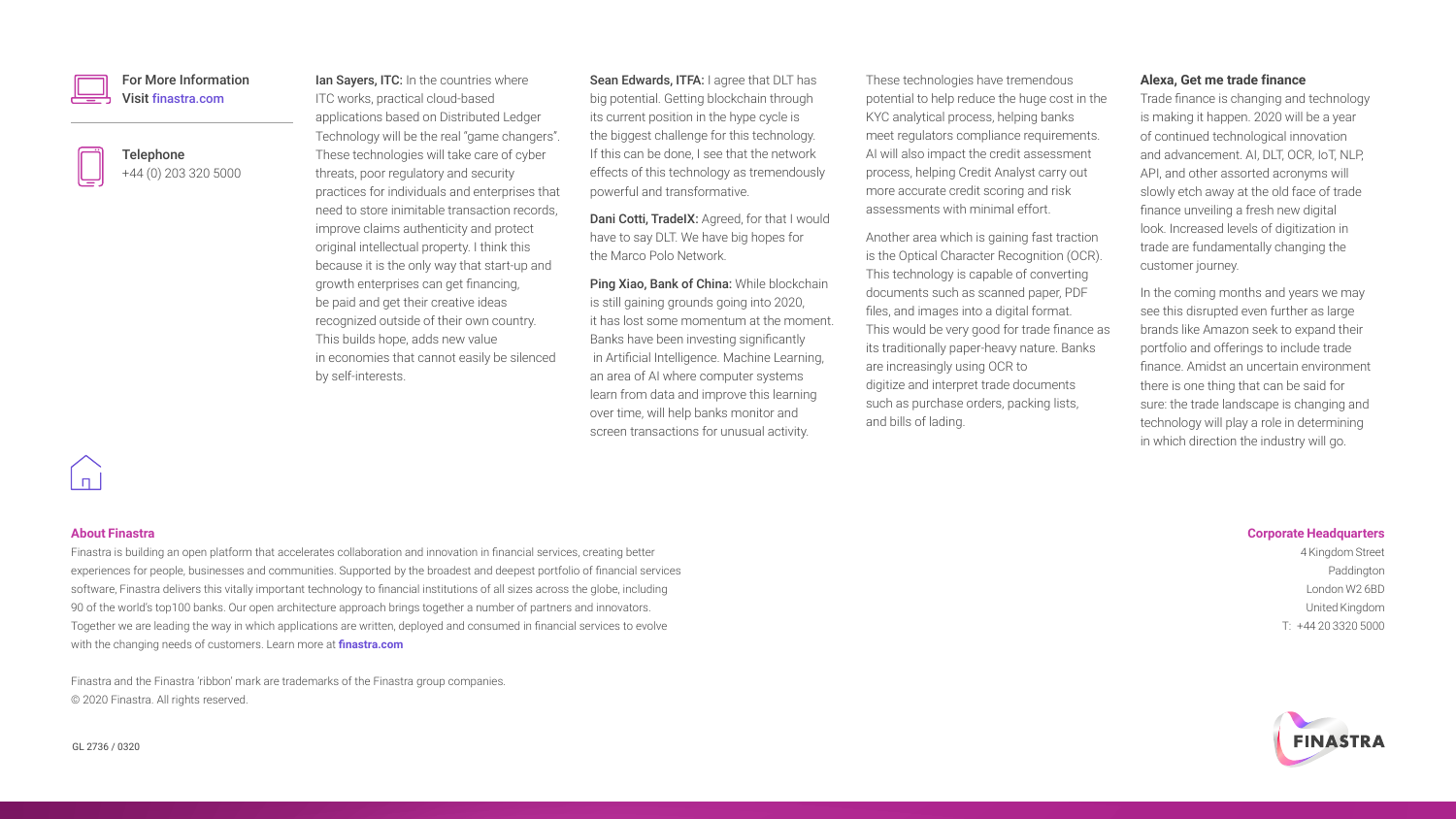**For More Information**
Visit finastra.com

**Telephone**
+44 (0) 203 320 5000

**Ian Sayers, ITC:** In the countries where ITC works, practical cloud-based applications based on Distributed Ledger Technology will be the real "game changers". These technologies will take care of cyber threats, poor regulatory and security practices for individuals and enterprises that need to store inimitable transaction records, improve claims authenticity and protect original intellectual property. I think this because it is the only way that start-up and growth enterprises can get financing, be paid and get their creative ideas recognized outside of their own country. This builds hope, adds new value in economies that cannot easily be silenced by self-interests.

**Sean Edwards, ITFA:** I agree that DLT has big potential. Getting blockchain through its current position in the hype cycle is the biggest challenge for this technology. If this can be done, I see that the network effects of this technology as tremendously powerful and transformative.

**Dani Cotti, TradeIX:** Agreed, for that I would have to say DLT. We have big hopes for the Marco Polo Network.

**Ping Xiao, Bank of China:** While blockchain is still gaining grounds going into 2020, it has lost some momentum at the moment. Banks have been investing significantly in Artificial Intelligence. Machine Learning, an area of AI where computer systems learn from data and improve this learning over time, will help banks monitor and screen transactions for unusual activity.

These technologies have tremendous potential to help reduce the huge cost in the KYC analytical process, helping banks meet regulators compliance requirements. AI will also impact the credit assessment process, helping Credit Analyst carry out more accurate credit scoring and risk assessments with minimal effort.

Another area which is gaining fast traction is the Optical Character Recognition (OCR). This technology is capable of converting documents such as scanned paper, PDF files, and images into a digital format. This would be very good for trade finance as its traditionally paper-heavy nature. Banks are increasingly using OCR to digitize and interpret trade documents such as purchase orders, packing lists, and bills of lading.

### Alexa, Get me trade finance

Trade finance is changing and technology is making it happen. 2020 will be a year of continued technological innovation and advancement. AI, DLT, OCR, IoT, NLP, API, and other assorted acronyms will slowly etch away at the old face of trade finance unveiling a fresh new digital look. Increased levels of digitization in trade are fundamentally changing the customer journey.

In the coming months and years we may see this disrupted even further as large brands like Amazon seek to expand their portfolio and offerings to include trade finance. Amidst an uncertain environment there is one thing that can be said for sure: the trade landscape is changing and technology will play a role in determining in which direction the industry will go.

**About Finastra**

Finastra is building an open platform that accelerates collaboration and innovation in financial services, creating better experiences for people, businesses and communities. Supported by the broadest and deepest portfolio of financial services software, Finastra delivers this vitally important technology to financial institutions of all sizes across the globe, including 90 of the world's top100 banks. Our open architecture approach brings together a number of partners and innovators. Together we are leading the way in which applications are written, deployed and consumed in financial services to evolve with the changing needs of customers. Learn more at **finastra.com**

Finastra and the Finastra 'ribbon' mark are trademarks of the Finastra group companies.
© 2020 Finastra. All rights reserved.

**Corporate Headquarters**
4 Kingdom Street
Paddington
London W2 6BD
United Kingdom
T: +44 20 3320 5000

GL 2736 / 0320